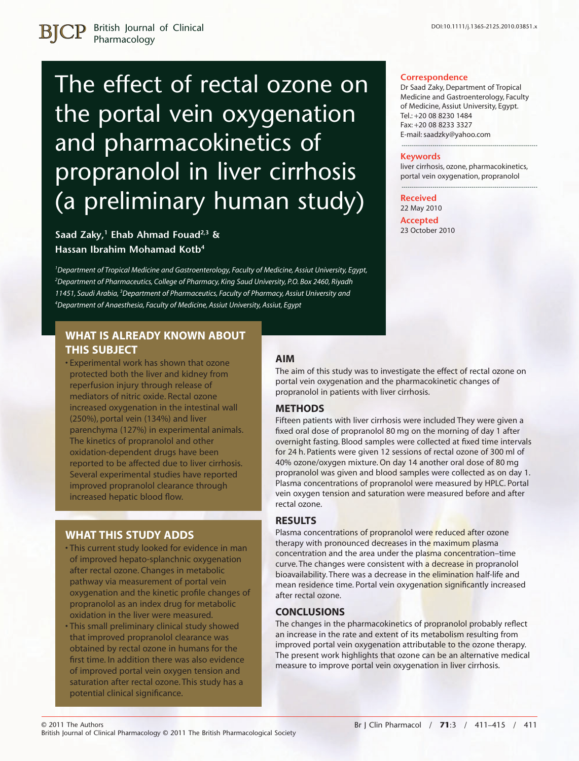# The effect of rectal ozone on the portal vein oxygenation and pharmacokinetics of propranolol in liver cirrhosis (a preliminary human study)

**Saad Zaky,[1] Ehab Ahmad Fouad[2,3] & Hassan Ibrahim Mohamad Kotb[4]**

*[1]Department of Tropical Medicine and Gastroenterology, Faculty of Medicine, Assiut University, Egypt, [2]Department of Pharmaceutics, College of Pharmacy, King Saud University, P.O. Box 2460, Riyadh 11451, Saudi Arabia, [3]Department of Pharmaceutics, Faculty of Pharmacy, Assiut University and [4]Department of Anaesthesia, Faculty of Medicine, Assiut University, Assiut, Egypt*

DOI:10.1111/j.1365-2125.2010.03851.x

**Correspondence**

Dr Saad Zaky, Department of Tropical Medicine and Gastroenterology, Faculty of Medicine, Assiut University, Egypt.
Tel.: +20 08 8230 1484
Fax: +20 08 8233 3327
E-mail: saadzky@yahoo.com

**Keywords**

liver cirrhosis, ozone, pharmacokinetics, portal vein oxygenation, propranolol

**Received**

22 May 2010

**Accepted**

23 October 2010

## WHAT IS ALREADY KNOWN ABOUT THIS SUBJECT

- Experimental work has shown that ozone protected both the liver and kidney from reperfusion injury through release of mediators of nitric oxide. Rectal ozone increased oxygenation in the intestinal wall (250%), portal vein (134%) and liver parenchyma (127%) in experimental animals. The kinetics of propranolol and other oxidation-dependent drugs have been reported to be affected due to liver cirrhosis. Several experimental studies have reported improved propranolol clearance through increased hepatic blood flow.

## WHAT THIS STUDY ADDS

- This current study looked for evidence in man of improved hepato-splanchnic oxygenation after rectal ozone. Changes in metabolic pathway via measurement of portal vein oxygenation and the kinetic profile changes of propranolol as an index drug for metabolic oxidation in the liver were measured.
- This small preliminary clinical study showed that improved propranolol clearance was obtained by rectal ozone in humans for the first time. In addition there was also evidence of improved portal vein oxygen tension and saturation after rectal ozone. This study has a potential clinical significance.

## AIM

The aim of this study was to investigate the effect of rectal ozone on portal vein oxygenation and the pharmacokinetic changes of propranolol in patients with liver cirrhosis.

## METHODS

Fifteen patients with liver cirrhosis were included They were given a fixed oral dose of propranolol 80 mg on the morning of day 1 after overnight fasting. Blood samples were collected at fixed time intervals for 24 h. Patients were given 12 sessions of rectal ozone of 300 ml of 40% ozone/oxygen mixture. On day 14 another oral dose of 80 mg propranolol was given and blood samples were collected as on day 1. Plasma concentrations of propranolol were measured by HPLC. Portal vein oxygen tension and saturation were measured before and after rectal ozone.

## RESULTS

Plasma concentrations of propranolol were reduced after ozone therapy with pronounced decreases in the maximum plasma concentration and the area under the plasma concentration–time curve. The changes were consistent with a decrease in propranolol bioavailability. There was a decrease in the elimination half-life and mean residence time. Portal vein oxygenation significantly increased after rectal ozone.

## CONCLUSIONS

The changes in the pharmacokinetics of propranolol probably reflect an increase in the rate and extent of its metabolism resulting from improved portal vein oxygenation attributable to the ozone therapy. The present work highlights that ozone can be an alternative medical measure to improve portal vein oxygenation in liver cirrhosis.

© 2011 The Authors
British Journal of Clinical Pharmacology © 2011 The British Pharmacological Society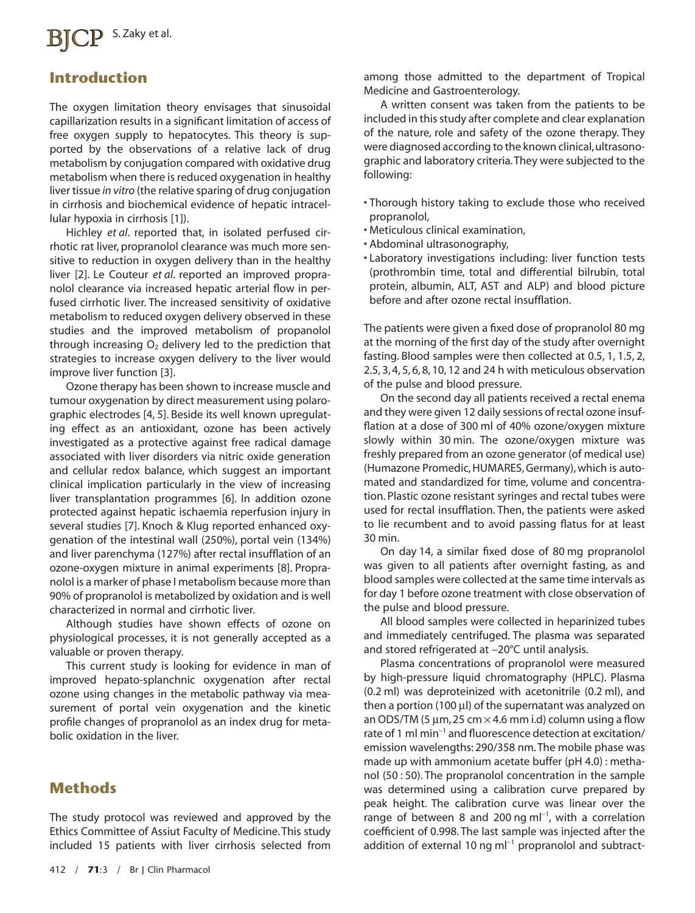## Introduction

The oxygen limitation theory envisages that sinusoidal capillarization results in a significant limitation of access of free oxygen supply to hepatocytes. This theory is supported by the observations of a relative lack of drug metabolism by conjugation compared with oxidative drug metabolism when there is reduced oxygenation in healthy liver tissue *in vitro* (the relative sparing of drug conjugation in cirrhosis and biochemical evidence of hepatic intracellular hypoxia in cirrhosis [1]).

Hichley *et al*. reported that, in isolated perfused cirrhotic rat liver, propranolol clearance was much more sensitive to reduction in oxygen delivery than in the healthy liver [2]. Le Couteur *et al*. reported an improved propranolol clearance via increased hepatic arterial flow in perfused cirrhotic liver. The increased sensitivity of oxidative metabolism to reduced oxygen delivery observed in these studies and the improved metabolism of propanolol through increasing $O_2$ delivery led to the prediction that strategies to increase oxygen delivery to the liver would improve liver function [3].

Ozone therapy has been shown to increase muscle and tumour oxygenation by direct measurement using polarographic electrodes [4, 5]. Beside its well known upregulating effect as an antioxidant, ozone has been actively investigated as a protective against free radical damage associated with liver disorders via nitric oxide generation and cellular redox balance, which suggest an important clinical implication particularly in the view of increasing liver transplantation programmes [6]. In addition ozone protected against hepatic ischaemia reperfusion injury in several studies [7]. Knoch & Klug reported enhanced oxygenation of the intestinal wall (250%), portal vein (134%) and liver parenchyma (127%) after rectal insufflation of an ozone-oxygen mixture in animal experiments [8]. Propranolol is a marker of phase I metabolism because more than 90% of propranolol is metabolized by oxidation and is well characterized in normal and cirrhotic liver.

Although studies have shown effects of ozone on physiological processes, it is not generally accepted as a valuable or proven therapy.

This current study is looking for evidence in man of improved hepato-splanchnic oxygenation after rectal ozone using changes in the metabolic pathway via measurement of portal vein oxygenation and the kinetic profile changes of propranolol as an index drug for metabolic oxidation in the liver.

## Methods

The study protocol was reviewed and approved by the Ethics Committee of Assiut Faculty of Medicine. This study included 15 patients with liver cirrhosis selected from among those admitted to the department of Tropical Medicine and Gastroenterology.

A written consent was taken from the patients to be included in this study after complete and clear explanation of the nature, role and safety of the ozone therapy. They were diagnosed according to the known clinical, ultrasonographic and laboratory criteria. They were subjected to the following:

- Thorough history taking to exclude those who received propranolol,
- Meticulous clinical examination,
- Abdominal ultrasonography,
- Laboratory investigations including: liver function tests (prothrombin time, total and differential bilrubin, total protein, albumin, ALT, AST and ALP) and blood picture before and after ozone rectal insufflation.

The patients were given a fixed dose of propranolol 80 mg at the morning of the first day of the study after overnight fasting. Blood samples were then collected at 0.5, 1, 1.5, 2, 2.5, 3, 4, 5, 6, 8, 10, 12 and 24 h with meticulous observation of the pulse and blood pressure.

On the second day all patients received a rectal enema and they were given 12 daily sessions of rectal ozone insufflation at a dose of 300 ml of 40% ozone/oxygen mixture slowly within 30 min. The ozone/oxygen mixture was freshly prepared from an ozone generator (of medical use) (Humazone Promedic, HUMARES, Germany), which is automated and standardized for time, volume and concentration. Plastic ozone resistant syringes and rectal tubes were used for rectal insufflation. Then, the patients were asked to lie recumbent and to avoid passing flatus for at least 30 min.

On day 14, a similar fixed dose of 80 mg propranolol was given to all patients after overnight fasting, as and blood samples were collected at the same time intervals as for day 1 before ozone treatment with close observation of the pulse and blood pressure.

All blood samples were collected in heparinized tubes and immediately centrifuged. The plasma was separated and stored refrigerated at −20°C until analysis.

Plasma concentrations of propranolol were measured by high-pressure liquid chromatography (HPLC). Plasma (0.2 ml) was deproteinized with acetonitrile (0.2 ml), and then a portion (100 µl) of the supernatant was analyzed on an ODS/TM (5 µm, 25 cm × 4.6 mm i.d) column using a flow rate of 1 ml min$^{-1}$ and fluorescence detection at excitation/emission wavelengths: 290/358 nm. The mobile phase was made up with ammonium acetate buffer (pH 4.0) : methanol (50 : 50). The propranolol concentration in the sample was determined using a calibration curve prepared by peak height. The calibration curve was linear over the range of between 8 and 200 ng ml$^{-1}$, with a correlation coefficient of 0.998. The last sample was injected after the addition of external 10 ng ml$^{-1}$ propranolol and subtract-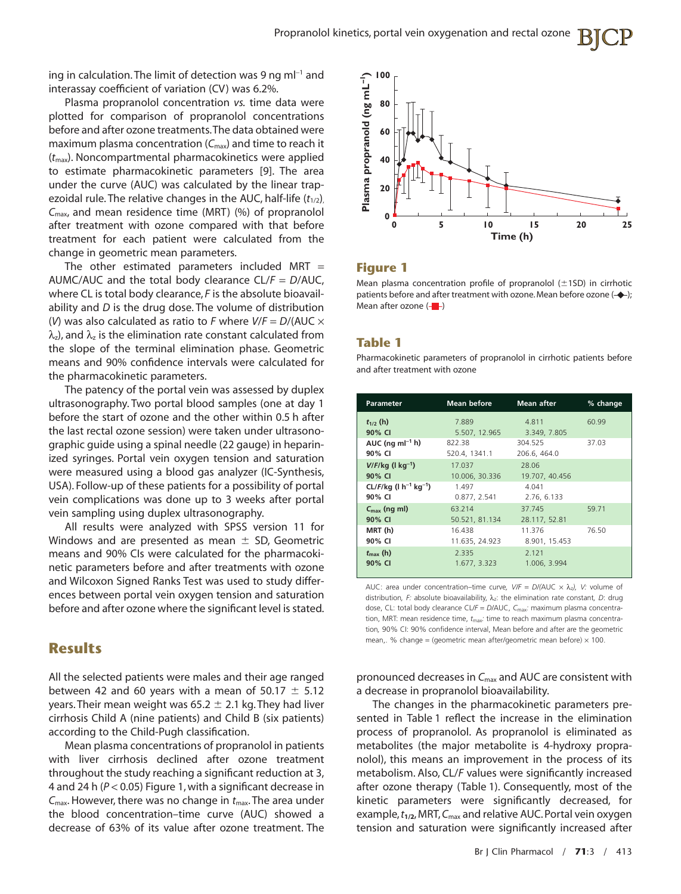ing in calculation. The limit of detection was 9 ng ml$^{-1}$ and interassay coefficient of variation (CV) was 6.2%.

Plasma propranolol concentration *vs.* time data were plotted for comparison of propranolol concentrations before and after ozone treatments. The data obtained were maximum plasma concentration ($C_{max}$) and time to reach it ($t_{max}$). Noncompartmental pharmacokinetics were applied to estimate pharmacokinetic parameters [9]. The area under the curve (AUC) was calculated by the linear trapezoidal rule. The relative changes in the AUC, half-life ($t_{1/2}$), $C_{max}$, and mean residence time (MRT) (%) of propranolol after treatment with ozone compared with that before treatment for each patient were calculated from the change in geometric mean parameters.

The other estimated parameters included MRT = AUMC/AUC and the total body clearance $CL/F = D/AUC$, where CL is total body clearance, *F* is the absolute bioavailability and *D* is the drug dose. The volume of distribution (*V*) was also calculated as ratio to *F* where $V/F = D/(AUC \times \lambda_z)$, and $\lambda_z$ is the elimination rate constant calculated from the slope of the terminal elimination phase. Geometric means and 90% confidence intervals were calculated for the pharmacokinetic parameters.

The patency of the portal vein was assessed by duplex ultrasonography. Two portal blood samples (one at day 1 before the start of ozone and the other within 0.5 h after the last rectal ozone session) were taken under ultrasonographic guide using a spinal needle (22 gauge) in heparinized syringes. Portal vein oxygen tension and saturation were measured using a blood gas analyzer (IC-Synthesis, USA). Follow-up of these patients for a possibility of portal vein complications was done up to 3 weeks after portal vein sampling using duplex ultrasonography.

All results were analyzed with SPSS version 11 for Windows and are presented as mean ± SD, Geometric means and 90% CIs were calculated for the pharmacokinetic parameters before and after treatments with ozone and Wilcoxon Signed Ranks Test was used to study differences between portal vein oxygen tension and saturation before and after ozone where the significant level is stated.

## Results

All the selected patients were males and their age ranged between 42 and 60 years with a mean of 50.17 ± 5.12 years. Their mean weight was 65.2 ± 2.1 kg. They had liver cirrhosis Child A (nine patients) and Child B (six patients) according to the Child-Pugh classification.

Mean plasma concentrations of propranolol in patients with liver cirrhosis declined after ozone treatment throughout the study reaching a significant reduction at 3, 4 and 24 h ($P < 0.05$) Figure 1, with a significant decrease in $C_{max}$. However, there was no change in $t_{max}$. The area under the blood concentration–time curve (AUC) showed a decrease of 63% of its value after ozone treatment. The pronounced decreases in $C_{max}$ and AUC are consistent with a decrease in propranolol bioavailability.

The changes in the pharmacokinetic parameters presented in Table 1 reflect the increase in the elimination process of propranolol. As propranolol is eliminated as metabolites (the major metabolite is 4-hydroxy propranolol), this means an improvement in the process of its metabolism. Also, CL/*F* values were significantly increased after ozone therapy (Table 1). Consequently, most of the kinetic parameters were significantly decreased, for example, $t_{1/2}$, MRT, $C_{max}$ and relative AUC. Portal vein oxygen tension and saturation were significantly increased after

**Figure 1**

Mean plasma concentration profile of propranolol (±1SD) in cirrhotic patients before and after treatment with ozone. Mean before ozone (◆); Mean after ozone (■)

**Table 1**

Pharmacokinetic parameters of propranolol in cirrhotic patients before and after treatment with ozone

| Parameter | Mean before | Mean after | % change |
|---|---|---|---|
| $t_{1/2}$ (h) | 7.889 | 4.811 | 60.99 |
| 90% CI | 5.507, 12.965 | 3.349, 7.805 | |
| AUC (ng ml$^{-1}$ h) | 822.38 | 304.525 | 37.03 |
| 90% CI | 520.4, 1341.1 | 206.6, 464.0 | |
| *V*/*F*/kg (l kg$^{-1}$) | 17.037 | 28.06 | |
| 90% CI | 10.006, 30.336 | 19.707, 40.456 | |
| CL/*F*/kg (l h$^{-1}$ kg$^{-1}$) | 1.497 | 4.041 | |
| 90% CI | 0.877, 2.541 | 2.76, 6.133 | |
| $C_{max}$ (ng ml) | 63.214 | 37.745 | 59.71 |
| 90% CI | 50.521, 81.134 | 28.117, 52.81 | |
| MRT (h) | 16.438 | 11.376 | 76.50 |
| 90% CI | 11.635, 24.923 | 8.901, 15.453 | |
| $t_{max}$ (h) | 2.335 | 2.121 | |
| 90% CI | 1.677, 3.323 | 1.006, 3.994 | |

AUC: area under concentration–time curve, $V/F = D/(AUC \times \lambda_z)$, *V*: volume of distribution, *F*: absolute bioavailability, $\lambda_z$: the elimination rate constant, *D*: drug dose, CL: total body clearance $CL/F = D/AUC$, $C_{max}$: maximum plasma concentration, MRT: mean residence time, $t_{max}$: time to reach maximum plasma concentration, 90% CI: 90% confidence interval, Mean before and after are the geometric mean,. % change = (geometric mean after/geometric mean before) × 100.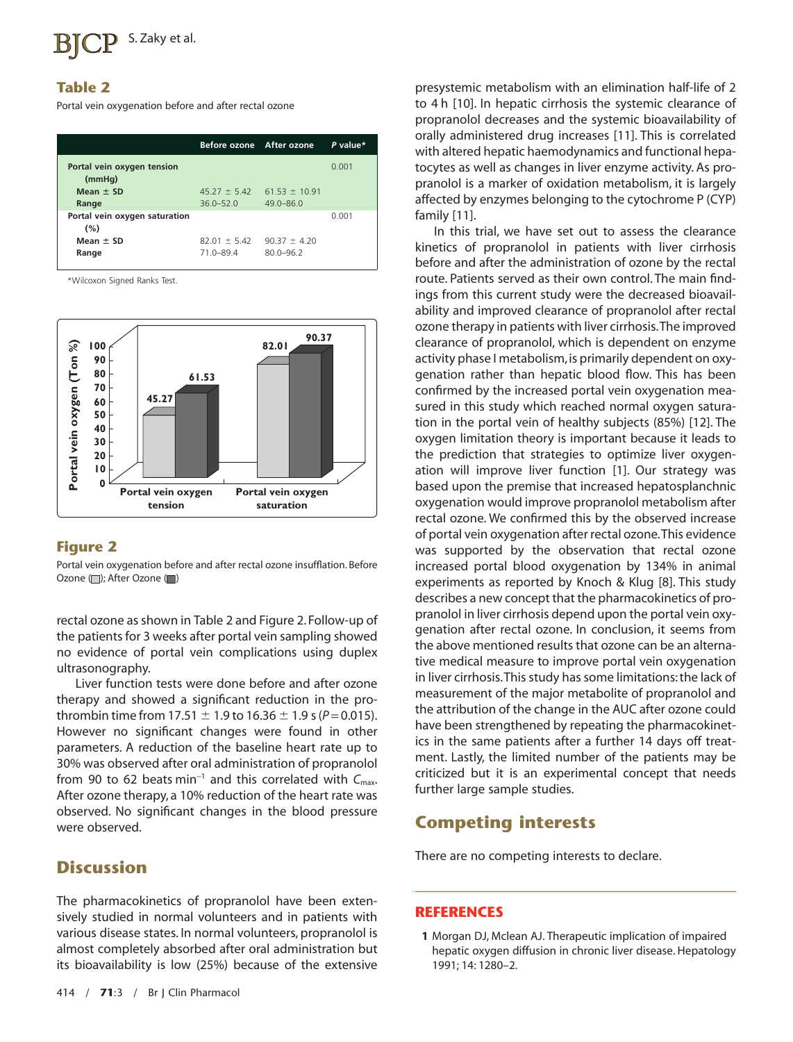## Table 2

Portal vein oxygenation before and after rectal ozone

| | Before ozone | After ozone | *P* value* |
|---|---|---|---|
| **Portal vein oxygen tension (mmHg)** | | | 0.001 |
| **Mean ± SD** | 45.27 ± 5.42 | 61.53 ± 10.91 | |
| **Range** | 36.0–52.0 | 49.0–86.0 | |
| **Portal vein oxygen saturation (%)** | | | 0.001 |
| **Mean ± SD** | 82.01 ± 5.42 | 90.37 ± 4.20 | |
| **Range** | 71.0–89.4 | 80.0–96.2 | |

*Wilcoxon Signed Ranks Test.

## Figure 2

Portal vein oxygenation before and after rectal ozone insufflation. Before Ozone (□); After Ozone (■)

rectal ozone as shown in Table 2 and Figure 2. Follow-up of the patients for 3 weeks after portal vein sampling showed no evidence of portal vein complications using duplex ultrasonography.

Liver function tests were done before and after ozone therapy and showed a significant reduction in the prothrombin time from 17.51 ± 1.9 to 16.36 ± 1.9 s ($P = 0.015$). However no significant changes were found in other parameters. A reduction of the baseline heart rate up to 30% was observed after oral administration of propranolol from 90 to 62 beats $min^{-1}$ and this correlated with $C_{max}$. After ozone therapy, a 10% reduction of the heart rate was observed. No significant changes in the blood pressure were observed.

## Discussion

The pharmacokinetics of propranolol have been extensively studied in normal volunteers and in patients with various disease states. In normal volunteers, propranolol is almost completely absorbed after oral administration but its bioavailability is low (25%) because of the extensive presystemic metabolism with an elimination half-life of 2 to 4 h [10]. In hepatic cirrhosis the systemic clearance of propranolol decreases and the systemic bioavailability of orally administered drug increases [11]. This is correlated with altered hepatic haemodynamics and functional hepatocytes as well as changes in liver enzyme activity. As propranolol is a marker of oxidation metabolism, it is largely affected by enzymes belonging to the cytochrome P (CYP) family [11].

In this trial, we have set out to assess the clearance kinetics of propranolol in patients with liver cirrhosis before and after the administration of ozone by the rectal route. Patients served as their own control. The main findings from this current study were the decreased bioavailability and improved clearance of propranolol after rectal ozone therapy in patients with liver cirrhosis. The improved clearance of propranolol, which is dependent on enzyme activity phase I metabolism, is primarily dependent on oxygenation rather than hepatic blood flow. This has been confirmed by the increased portal vein oxygenation measured in this study which reached normal oxygen saturation in the portal vein of healthy subjects (85%) [12]. The oxygen limitation theory is important because it leads to the prediction that strategies to optimize liver oxygenation will improve liver function [1]. Our strategy was based upon the premise that increased hepatosplanchnic oxygenation would improve propranolol metabolism after rectal ozone. We confirmed this by the observed increase of portal vein oxygenation after rectal ozone. This evidence was supported by the observation that rectal ozone increased portal blood oxygenation by 134% in animal experiments as reported by Knoch & Klug [8]. This study describes a new concept that the pharmacokinetics of propranolol in liver cirrhosis depend upon the portal vein oxygenation after rectal ozone. In conclusion, it seems from the above mentioned results that ozone can be an alternative medical measure to improve portal vein oxygenation in liver cirrhosis. This study has some limitations: the lack of measurement of the major metabolite of propranolol and the attribution of the change in the AUC after ozone could have been strengthened by repeating the pharmacokinetics in the same patients after a further 14 days off treatment. Lastly, the limited number of the patients may be criticized but it is an experimental concept that needs further large sample studies.

## Competing interests

There are no competing interests to declare.

## REFERENCES

1 Morgan DJ, Mclean AJ. Therapeutic implication of impaired hepatic oxygen diffusion in chronic liver disease. Hepatology 1991; 14: 1280–2.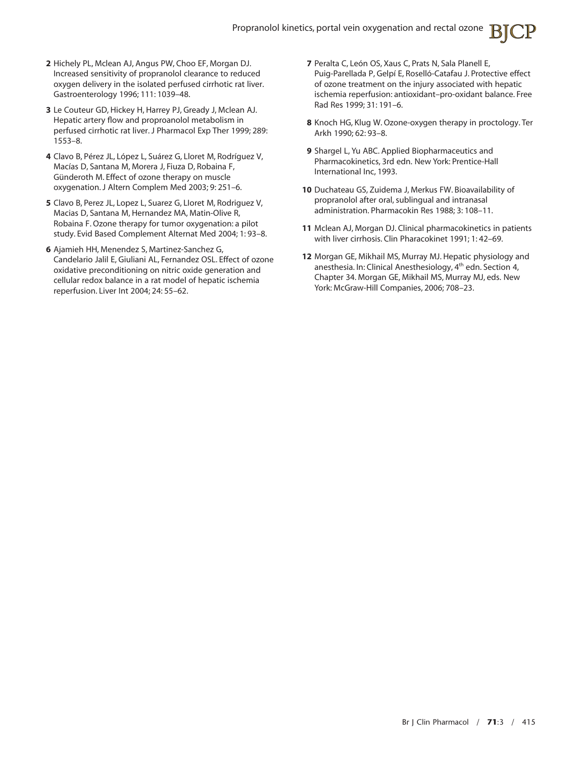2. Hichely PL, Mclean AJ, Angus PW, Choo EF, Morgan DJ. Increased sensitivity of propranolol clearance to reduced oxygen delivery in the isolated perfused cirrhotic rat liver. Gastroenterology 1996; 111: 1039–48.

3. Le Couteur GD, Hickey H, Harrey PJ, Gready J, Mclean AJ. Hepatic artery flow and proproanolol metabolism in perfused cirrhotic rat liver. J Pharmacol Exp Ther 1999; 289: 1553–8.

4. Clavo B, Pérez JL, López L, Suárez G, Lloret M, Rodríguez V, Macías D, Santana M, Morera J, Fiuza D, Robaina F, Günderoth M. Effect of ozone therapy on muscle oxygenation. J Altern Complem Med 2003; 9: 251–6.

5. Clavo B, Perez JL, Lopez L, Suarez G, Lloret M, Rodriguez V, Macias D, Santana M, Hernandez MA, Matin-Olive R, Robaina F. Ozone therapy for tumor oxygenation: a pilot study. Evid Based Complement Alternat Med 2004; 1: 93–8.

6. Ajamieh HH, Menendez S, Martinez-Sanchez G, Candelario Jalil E, Giuliani AL, Fernandez OSL. Effect of ozone oxidative preconditioning on nitric oxide generation and cellular redox balance in a rat model of hepatic ischemia reperfusion. Liver Int 2004; 24: 55–62.

7. Peralta C, León OS, Xaus C, Prats N, Sala Planell E, Puig-Parellada P, Gelpí E, Roselló-Catafau J. Protective effect of ozone treatment on the injury associated with hepatic ischemia reperfusion: antioxidant–pro-oxidant balance. Free Rad Res 1999; 31: 191–6.

8. Knoch HG, Klug W. Ozone-oxygen therapy in proctology. Ter Arkh 1990; 62: 93–8.

9. Shargel L, Yu ABC. Applied Biopharmaceutics and Pharmacokinetics, 3rd edn. New York: Prentice-Hall International Inc, 1993.

10. Duchateau GS, Zuidema J, Merkus FW. Bioavailability of propranolol after oral, sublingual and intranasal administration. Pharmacokin Res 1988; 3: 108–11.

11. Mclean AJ, Morgan DJ. Clinical pharmacokinetics in patients with liver cirrhosis. Clin Pharacokinet 1991; 1: 42–69.

12. Morgan GE, Mikhail MS, Murray MJ. Hepatic physiology and anesthesia. In: Clinical Anesthesiology, 4th edn. Section 4, Chapter 34. Morgan GE, Mikhail MS, Murray MJ, eds. New York: McGraw-Hill Companies, 2006; 708–23.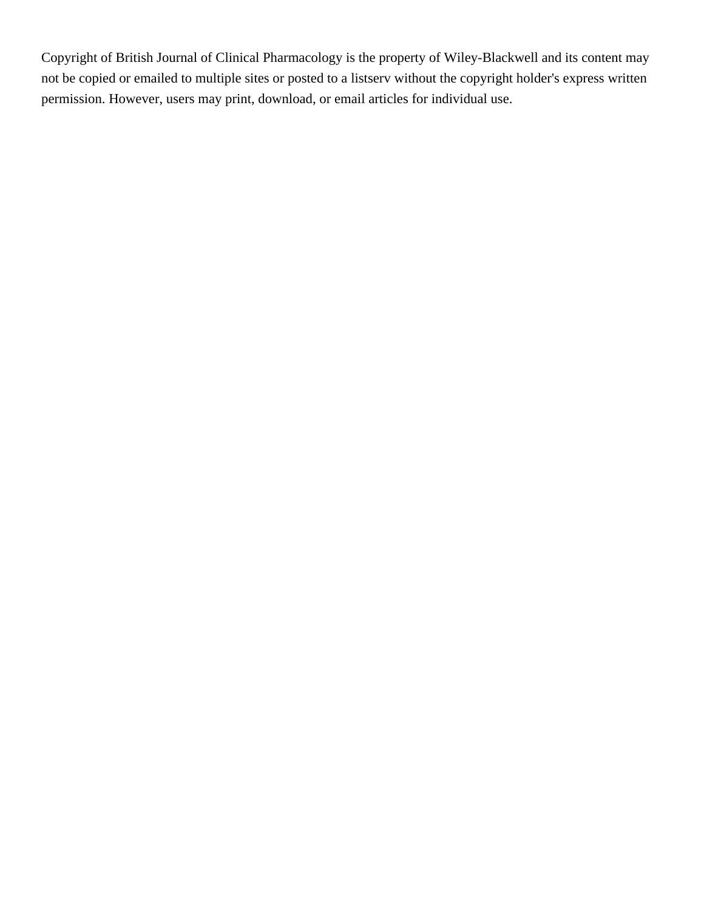Copyright of British Journal of Clinical Pharmacology is the property of Wiley-Blackwell and its content may not be copied or emailed to multiple sites or posted to a listserv without the copyright holder's express written permission. However, users may print, download, or email articles for individual use.